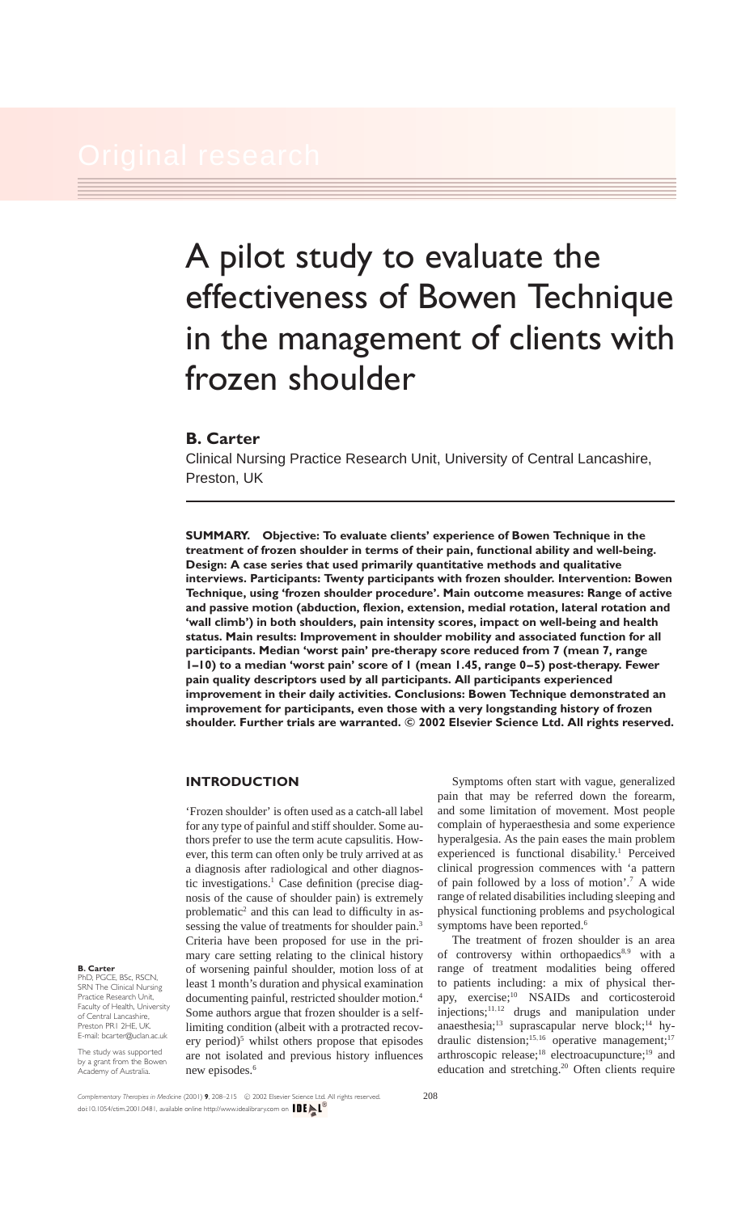Original research

# A pilot study to evaluate the effectiveness of Bowen Technique in the management of clients with frozen shoulder

## B. Carter

Clinical Nursing Practice Research Unit, University of Central Lancashire, Preston, UK

**SUMMARY. Objective: To evaluate clients' experience of Bowen Technique in the treatment of frozen shoulder in terms of their pain, functional ability and well-being. Design: A case series that used primarily quantitative methods and qualitative interviews. Participants: Twenty participants with frozen shoulder. Intervention: Bowen Technique, using 'frozen shoulder procedure'. Main outcome measures: Range of active and passive motion (abduction, flexion, extension, medial rotation, lateral rotation and 'wall climb') in both shoulders, pain intensity scores, impact on well-being and health status. Main results: Improvement in shoulder mobility and associated function for all participants. Median 'worst pain' pre-therapy score reduced from 7 (mean 7, range 1–10) to a median 'worst pain' score of 1 (mean 1.45, range 0–5) post-therapy. Fewer pain quality descriptors used by all participants. All participants experienced improvement in their daily activities. Conclusions: Bowen Technique demonstrated an improvement for participants, even those with a very longstanding history of frozen shoulder. Further trials are warranted. © 2002 Elsevier Science Ltd. All rights reserved.**

**B. Carter**
PhD, PGCE, BSc, RSCN, SRN The Clinical Nursing Practice Research Unit, Faculty of Health, University of Central Lancashire, Preston PR1 2HE, UK. E-mail: bcarter@uclan.ac.uk

The study was supported by a grant from the Bowen Academy of Australia.

## INTRODUCTION

'Frozen shoulder' is often used as a catch-all label for any type of painful and stiff shoulder. Some authors prefer to use the term acute capsulitis. However, this term can often only be truly arrived at as a diagnosis after radiological and other diagnostic investigations.[1] Case definition (precise diagnosis of the cause of shoulder pain) is extremely problematic[2] and this can lead to difficulty in assessing the value of treatments for shoulder pain.[3] Criteria have been proposed for use in the primary care setting relating to the clinical history of worsening painful shoulder, motion loss of at least 1 month's duration and physical examination documenting painful, restricted shoulder motion.[4] Some authors argue that frozen shoulder is a self-limiting condition (albeit with a protracted recovery period)[5] whilst others propose that episodes are not isolated and previous history influences new episodes.[6]

Symptoms often start with vague, generalized pain that may be referred down the forearm, and some limitation of movement. Most people complain of hyperaesthesia and some experience hyperalgesia. As the pain eases the main problem experienced is functional disability.[1] Perceived clinical progression commences with 'a pattern of pain followed by a loss of motion'.[7] A wide range of related disabilities including sleeping and physical functioning problems and psychological symptoms have been reported.[6]

The treatment of frozen shoulder is an area of controversy within orthopaedics[8,9] with a range of treatment modalities being offered to patients including: a mix of physical therapy, exercise;[10] NSAIDs and corticosteroid injections;[11,12] drugs and manipulation under anaesthesia;[13] suprascapular nerve block;[14] hydraulic distension;[15,16] operative management;[17] arthroscopic release;[18] electroacupuncture;[19] and education and stretching.[20] Often clients require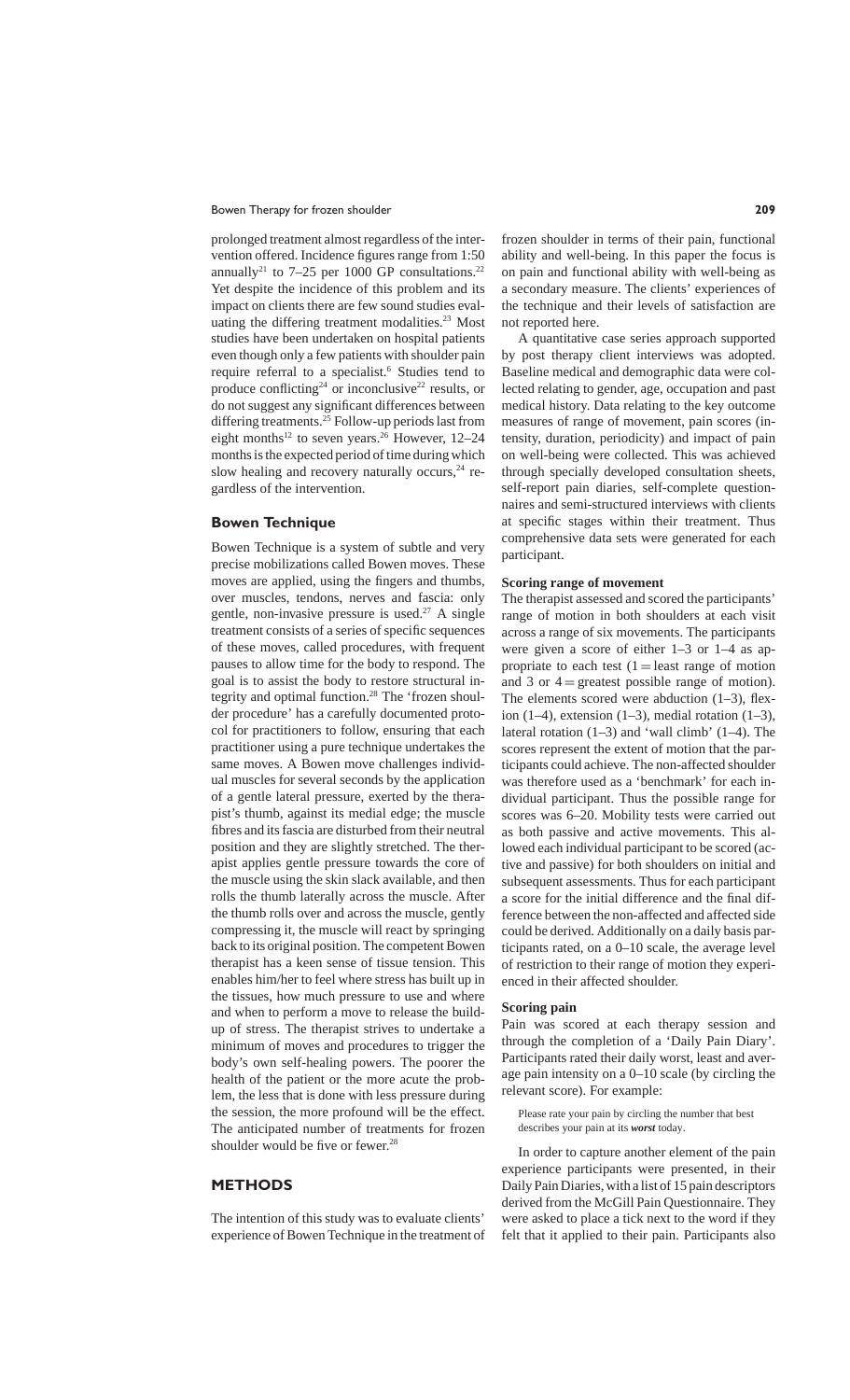prolonged treatment almost regardless of the intervention offered. Incidence figures range from 1:50 annually[21] to 7–25 per 1000 GP consultations.[22] Yet despite the incidence of this problem and its impact on clients there are few sound studies evaluating the differing treatment modalities.[23] Most studies have been undertaken on hospital patients even though only a few patients with shoulder pain require referral to a specialist.[6] Studies tend to produce conflicting[24] or inconclusive[22] results, or do not suggest any significant differences between differing treatments.[25] Follow-up periods last from eight months[12] to seven years.[26] However, 12–24 months is the expected period of time during which slow healing and recovery naturally occurs,[24] regardless of the intervention.

## Bowen Technique

Bowen Technique is a system of subtle and very precise mobilizations called Bowen moves. These moves are applied, using the fingers and thumbs, over muscles, tendons, nerves and fascia: only gentle, non-invasive pressure is used.[27] A single treatment consists of a series of specific sequences of these moves, called procedures, with frequent pauses to allow time for the body to respond. The goal is to assist the body to restore structural integrity and optimal function.[28] The 'frozen shoulder procedure' has a carefully documented protocol for practitioners to follow, ensuring that each practitioner using a pure technique undertakes the same moves. A Bowen move challenges individual muscles for several seconds by the application of a gentle lateral pressure, exerted by the therapist's thumb, against its medial edge; the muscle fibres and its fascia are disturbed from their neutral position and they are slightly stretched. The therapist applies gentle pressure towards the core of the muscle using the skin slack available, and then rolls the thumb laterally across the muscle. After the thumb rolls over and across the muscle, gently compressing it, the muscle will react by springing back to its original position. The competent Bowen therapist has a keen sense of tissue tension. This enables him/her to feel where stress has built up in the tissues, how much pressure to use and where and when to perform a move to release the build-up of stress. The therapist strives to undertake a minimum of moves and procedures to trigger the body's own self-healing powers. The poorer the health of the patient or the more acute the problem, the less that is done with less pressure during the session, the more profound will be the effect. The anticipated number of treatments for frozen shoulder would be five or fewer.[28]

## METHODS

The intention of this study was to evaluate clients' experience of Bowen Technique in the treatment of frozen shoulder in terms of their pain, functional ability and well-being. In this paper the focus is on pain and functional ability with well-being as a secondary measure. The clients' experiences of the technique and their levels of satisfaction are not reported here.

A quantitative case series approach supported by post therapy client interviews was adopted. Baseline medical and demographic data were collected relating to gender, age, occupation and past medical history. Data relating to the key outcome measures of range of movement, pain scores (intensity, duration, periodicity) and impact of pain on well-being were collected. This was achieved through specially developed consultation sheets, self-report pain diaries, self-complete questionnaires and semi-structured interviews with clients at specific stages within their treatment. Thus comprehensive data sets were generated for each participant.

### Scoring range of movement

The therapist assessed and scored the participants' range of motion in both shoulders at each visit across a range of six movements. The participants were given a score of either 1–3 or 1–4 as appropriate to each test (1 = least range of motion and 3 or 4 = greatest possible range of motion). The elements scored were abduction (1–3), flexion (1–4), extension (1–3), medial rotation (1–3), lateral rotation (1–3) and 'wall climb' (1–4). The scores represent the extent of motion that the participants could achieve. The non-affected shoulder was therefore used as a 'benchmark' for each individual participant. Thus the possible range for scores was 6–20. Mobility tests were carried out as both passive and active movements. This allowed each individual participant to be scored (active and passive) for both shoulders on initial and subsequent assessments. Thus for each participant a score for the initial difference and the final difference between the non-affected and affected side could be derived. Additionally on a daily basis participants rated, on a 0–10 scale, the average level of restriction to their range of motion they experienced in their affected shoulder.

### Scoring pain

Pain was scored at each therapy session and through the completion of a 'Daily Pain Diary'. Participants rated their daily worst, least and average pain intensity on a 0–10 scale (by circling the relevant score). For example:

> Please rate your pain by circling the number that best describes your pain at its ***worst*** today.

In order to capture another element of the pain experience participants were presented, in their Daily Pain Diaries, with a list of 15 pain descriptors derived from the McGill Pain Questionnaire. They were asked to place a tick next to the word if they felt that it applied to their pain. Participants also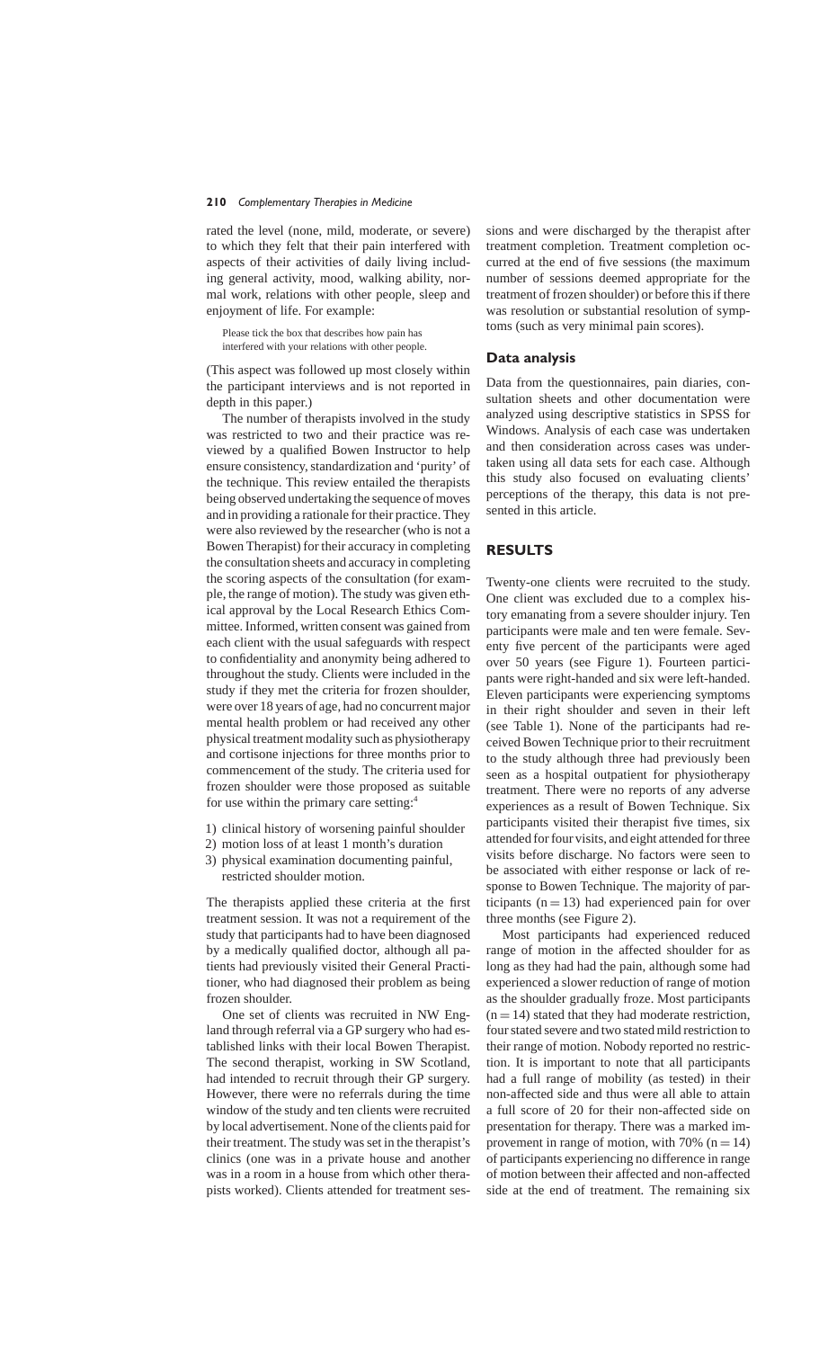rated the level (none, mild, moderate, or severe) to which they felt that their pain interfered with aspects of their activities of daily living including general activity, mood, walking ability, normal work, relations with other people, sleep and enjoyment of life. For example:

> Please tick the box that describes how pain has interfered with your relations with other people.

(This aspect was followed up most closely within the participant interviews and is not reported in depth in this paper.)

The number of therapists involved in the study was restricted to two and their practice was reviewed by a qualified Bowen Instructor to help ensure consistency, standardization and 'purity' of the technique. This review entailed the therapists being observed undertaking the sequence of moves and in providing a rationale for their practice. They were also reviewed by the researcher (who is not a Bowen Therapist) for their accuracy in completing the consultation sheets and accuracy in completing the scoring aspects of the consultation (for example, the range of motion). The study was given ethical approval by the Local Research Ethics Committee. Informed, written consent was gained from each client with the usual safeguards with respect to confidentiality and anonymity being adhered to throughout the study. Clients were included in the study if they met the criteria for frozen shoulder, were over 18 years of age, had no concurrent major mental health problem or had received any other physical treatment modality such as physiotherapy and cortisone injections for three months prior to commencement of the study. The criteria used for frozen shoulder were those proposed as suitable for use within the primary care setting:[4]

1) clinical history of worsening painful shoulder
2) motion loss of at least 1 month's duration
3) physical examination documenting painful, restricted shoulder motion.

The therapists applied these criteria at the first treatment session. It was not a requirement of the study that participants had to have been diagnosed by a medically qualified doctor, although all patients had previously visited their General Practitioner, who had diagnosed their problem as being frozen shoulder.

One set of clients was recruited in NW England through referral via a GP surgery who had established links with their local Bowen Therapist. The second therapist, working in SW Scotland, had intended to recruit through their GP surgery. However, there were no referrals during the time window of the study and ten clients were recruited by local advertisement. None of the clients paid for their treatment. The study was set in the therapist's clinics (one was in a private house and another was in a room in a house from which other therapists worked). Clients attended for treatment sessions and were discharged by the therapist after treatment completion. Treatment completion occurred at the end of five sessions (the maximum number of sessions deemed appropriate for the treatment of frozen shoulder) or before this if there was resolution or substantial resolution of symptoms (such as very minimal pain scores).

### Data analysis

Data from the questionnaires, pain diaries, consultation sheets and other documentation were analyzed using descriptive statistics in SPSS for Windows. Analysis of each case was undertaken and then consideration across cases was undertaken using all data sets for each case. Although this study also focused on evaluating clients' perceptions of the therapy, this data is not presented in this article.

## RESULTS

Twenty-one clients were recruited to the study. One client was excluded due to a complex history emanating from a severe shoulder injury. Ten participants were male and ten were female. Seventy five percent of the participants were aged over 50 years (see Figure 1). Fourteen participants were right-handed and six were left-handed. Eleven participants were experiencing symptoms in their right shoulder and seven in their left (see Table 1). None of the participants had received Bowen Technique prior to their recruitment to the study although three had previously been seen as a hospital outpatient for physiotherapy treatment. There were no reports of any adverse experiences as a result of Bowen Technique. Six participants visited their therapist five times, six attended for four visits, and eight attended for three visits before discharge. No factors were seen to be associated with either response or lack of response to Bowen Technique. The majority of participants ($n = 13$) had experienced pain for over three months (see Figure 2).

Most participants had experienced reduced range of motion in the affected shoulder for as long as they had had the pain, although some had experienced a slower reduction of range of motion as the shoulder gradually froze. Most participants ($n = 14$) stated that they had moderate restriction, four stated severe and two stated mild restriction to their range of motion. Nobody reported no restriction. It is important to note that all participants had a full range of mobility (as tested) in their non-affected side and thus were all able to attain a full score of 20 for their non-affected side on presentation for therapy. There was a marked improvement in range of motion, with 70% ($n = 14$) of participants experiencing no difference in range of motion between their affected and non-affected side at the end of treatment. The remaining six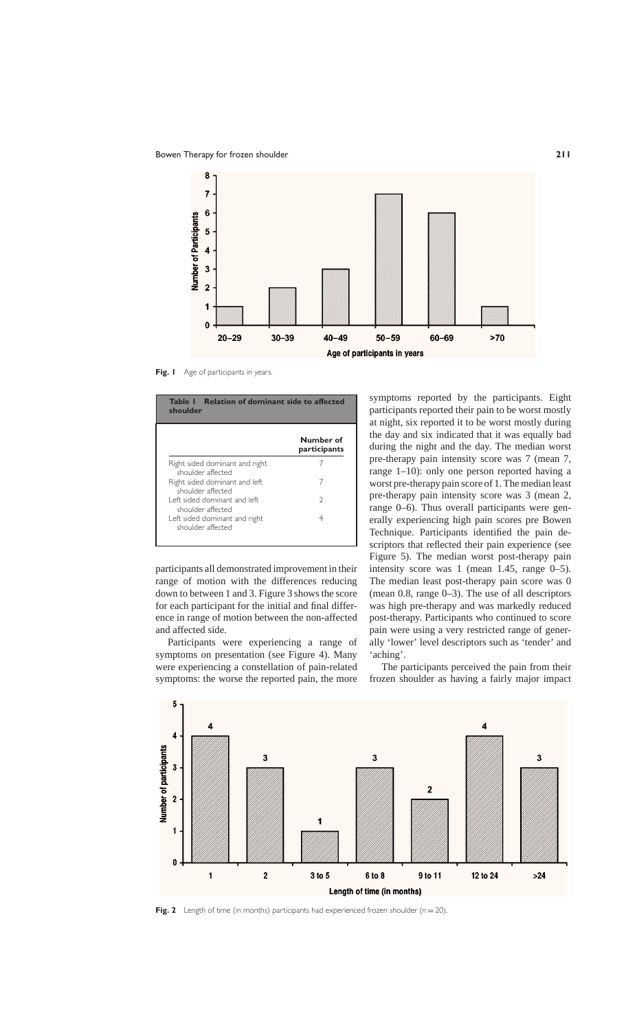8
7
6
5
4
3
2
1
0
Number of Participants
20–29
30–39
40–49
50–59
60–69
>70
Age of participants in years

**Fig. 1** Age of participants in years.

**Table 1 Relation of dominant side to affected shoulder**

| | Number of participants |
|---|---|
| Right sided dominant and right shoulder affected | 7 |
| Right sided dominant and left shoulder affected | 7 |
| Left sided dominant and left shoulder affected | 2 |
| Left sided dominant and right shoulder affected | 4 |

participants all demonstrated improvement in their range of motion with the differences reducing down to between 1 and 3. Figure 3 shows the score for each participant for the initial and final difference in range of motion between the non-affected and affected side.

Participants were experiencing a range of symptoms on presentation (see Figure 4). Many were experiencing a constellation of pain-related symptoms: the worse the reported pain, the more symptoms reported by the participants. Eight participants reported their pain to be worst mostly at night, six reported it to be worst mostly during the day and six indicated that it was equally bad during the night and the day. The median worst pre-therapy pain intensity score was 7 (mean 7, range 1–10): only one person reported having a worst pre-therapy pain score of 1. The median least pre-therapy pain intensity score was 3 (mean 2, range 0–6). Thus overall participants were generally experiencing high pain scores pre Bowen Technique. Participants identified the pain descriptors that reflected their pain experience (see Figure 5). The median worst post-therapy pain intensity score was 1 (mean 1.45, range 0–5). The median least post-therapy pain score was 0 (mean 0.8, range 0–3). The use of all descriptors was high pre-therapy and was markedly reduced post-therapy. Participants who continued to score pain were using a very restricted range of generally 'lower' level descriptors such as 'tender' and 'aching'.

The participants perceived the pain from their frozen shoulder as having a fairly major impact

5
4
3
2
1
0
Number of participants
4
3
1
3
2
4
3
1
2
3 to 5
6 to 8
9 to 11
12 to 24
>24
Length of time (in months)

**Fig. 2** Length of time (in months) participants had experienced frozen shoulder ($n = 20$).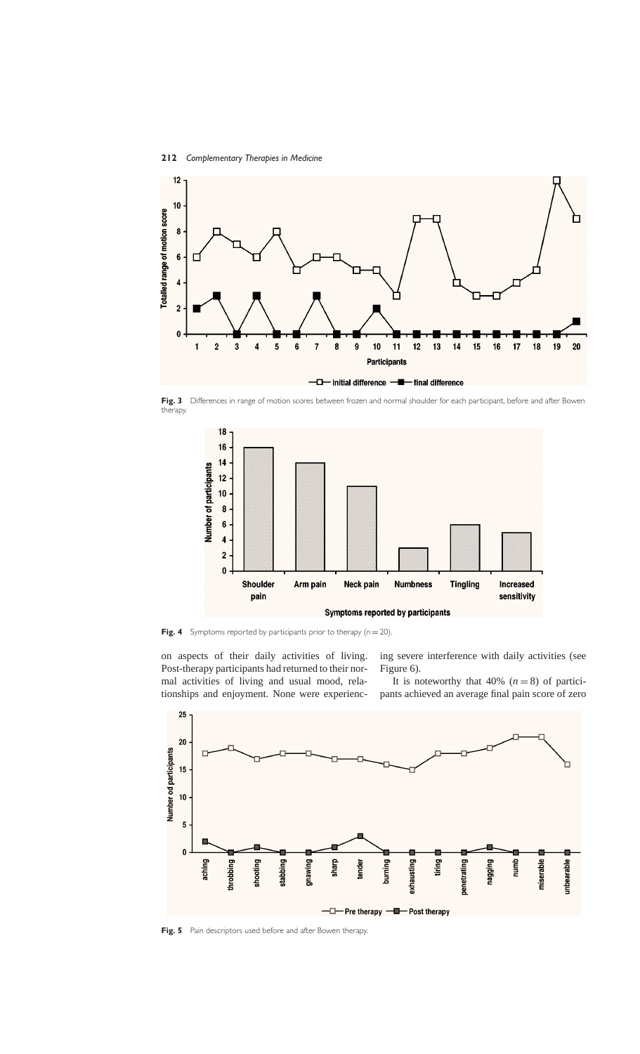12
10
8
6
4
2
0

Totalled range of motion score

1 2 3 4 5 6 7 8 9 10 11 12 13 14 15 16 17 18 19 20

Participants

initial difference final difference

**Fig. 3** Differences in range of motion scores between frozen and normal shoulder for each participant, before and after Bowen therapy.

18
16
14
12
10
8
6
4
2
0

Number of participants

Shoulder pain | Arm pain | Neck pain | Numbness | Tingling | Increased sensitivity

Symptoms reported by participants

**Fig. 4** Symptoms reported by participants prior to therapy ($n = 20$).

on aspects of their daily activities of living. Post-therapy participants had returned to their normal activities of living and usual mood, relationships and enjoyment. None were experiencing severe interference with daily activities (see Figure 6).

It is noteworthy that 40% ($n = 8$) of participants achieved an average final pain score of zero

25
20
15
10
5
0

Number od participants

aching throbbing shooting stabbing gnawing sharp tender burning exhausting tiring penetrating nagging numb miserable unbearable

Pre therapy Post therapy

**Fig. 5** Pain descriptors used before and after Bowen therapy.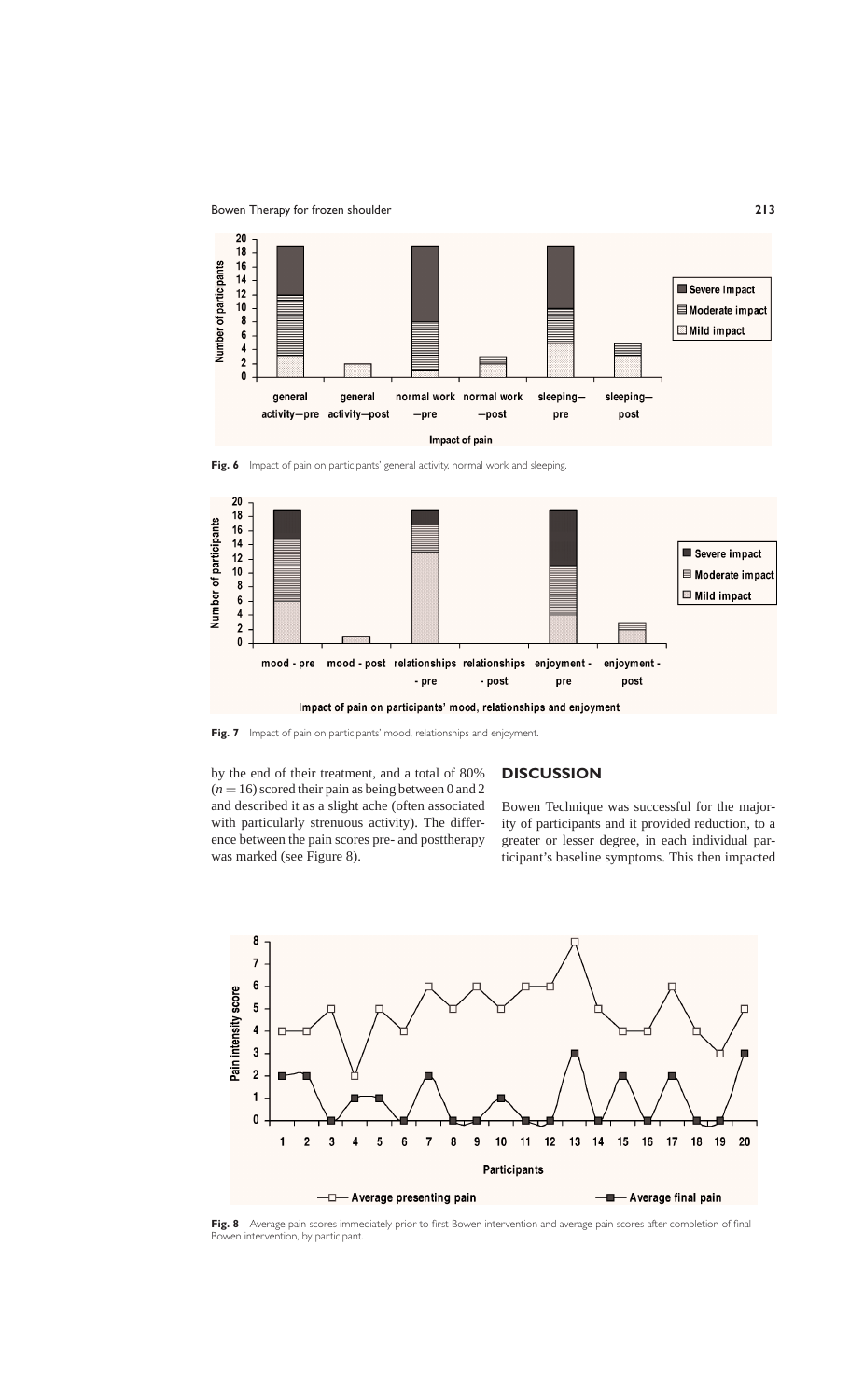20
18
16
14
12
10
8
6
4
2
0

Number of participants

general activity—pre
general activity—post
normal work —pre
normal work —post
sleeping— pre
sleeping— post

Impact of pain

Severe impact
Moderate impact
Mild impact

**Fig. 6** Impact of pain on participants' general activity, normal work and sleeping.

20
18
16
14
12
10
8
6
4
2
0

Number of participants

mood - pre
mood - post
relationships - pre
relationships - post
enjoyment - pre
enjoyment - post

Impact of pain on participants' mood, relationships and enjoyment

Severe impact
Moderate impact
Mild impact

**Fig. 7** Impact of pain on participants' mood, relationships and enjoyment.

by the end of their treatment, and a total of 80% ($n = 16$) scored their pain as being between 0 and 2 and described it as a slight ache (often associated with particularly strenuous activity). The difference between the pain scores pre- and posttherapy was marked (see Figure 8).

## DISCUSSION

Bowen Technique was successful for the majority of participants and it provided reduction, to a greater or lesser degree, in each individual participant's baseline symptoms. This then impacted

8
7
6
5
4
3
2
1
0

Pain intensity score

1 2 3 4 5 6 7 8 9 10 11 12 13 14 15 16 17 18 19 20

Participants

Average presenting pain
Average final pain

**Fig. 8** Average pain scores immediately prior to first Bowen intervention and average pain scores after completion of final Bowen intervention, by participant.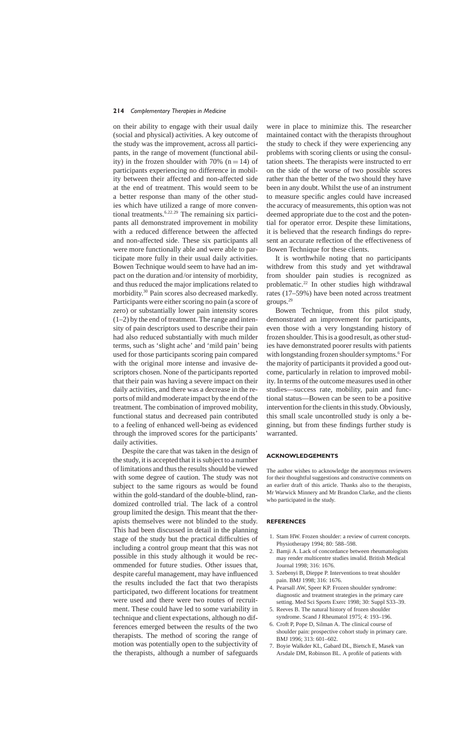on their ability to engage with their usual daily (social and physical) activities. A key outcome of the study was the improvement, across all participants, in the range of movement (functional ability) in the frozen shoulder with 70% ($n = 14$) of participants experiencing no difference in mobility between their affected and non-affected side at the end of treatment. This would seem to be a better response than many of the other studies which have utilized a range of more conventional treatments.[6,22,29] The remaining six participants all demonstrated improvement in mobility with a reduced difference between the affected and non-affected side. These six participants all were more functionally able and were able to participate more fully in their usual daily activities. Bowen Technique would seem to have had an impact on the duration and/or intensity of morbidity, and thus reduced the major implications related to morbidity.[30] Pain scores also decreased markedly. Participants were either scoring no pain (a score of zero) or substantially lower pain intensity scores (1–2) by the end of treatment. The range and intensity of pain descriptors used to describe their pain had also reduced substantially with much milder terms, such as 'slight ache' and 'mild pain' being used for those participants scoring pain compared with the original more intense and invasive descriptors chosen. None of the participants reported that their pain was having a severe impact on their daily activities, and there was a decrease in the reports of mild and moderate impact by the end of the treatment. The combination of improved mobility, functional status and decreased pain contributed to a feeling of enhanced well-being as evidenced through the improved scores for the participants' daily activities.

Despite the care that was taken in the design of the study, it is accepted that it is subject to a number of limitations and thus the results should be viewed with some degree of caution. The study was not subject to the same rigours as would be found within the gold-standard of the double-blind, randomized controlled trial. The lack of a control group limited the design. This meant that the therapists themselves were not blinded to the study. This had been discussed in detail in the planning stage of the study but the practical difficulties of including a control group meant that this was not possible in this study although it would be recommended for future studies. Other issues that, despite careful management, may have influenced the results included the fact that two therapists participated, two different locations for treatment were used and there were two routes of recruitment. These could have led to some variability in technique and client expectations, although no differences emerged between the results of the two therapists. The method of scoring the range of motion was potentially open to the subjectivity of the therapists, although a number of safeguards were in place to minimize this. The researcher maintained contact with the therapists throughout the study to check if they were experiencing any problems with scoring clients or using the consultation sheets. The therapists were instructed to err on the side of the worse of two possible scores rather than the better of the two should they have been in any doubt. Whilst the use of an instrument to measure specific angles could have increased the accuracy of measurements, this option was not deemed appropriate due to the cost and the potential for operator error. Despite these limitations, it is believed that the research findings do represent an accurate reflection of the effectiveness of Bowen Technique for these clients.

It is worthwhile noting that no participants withdrew from this study and yet withdrawal from shoulder pain studies is recognized as problematic.[22] In other studies high withdrawal rates (17–59%) have been noted across treatment groups.[29]

Bowen Technique, from this pilot study, demonstrated an improvement for participants, even those with a very longstanding history of frozen shoulder. This is a good result, as other studies have demonstrated poorer results with patients with longstanding frozen shoulder symptoms.[6] For the majority of participants it provided a good outcome, particularly in relation to improved mobility. In terms of the outcome measures used in other studies—success rate, mobility, pain and functional status—Bowen can be seen to be a positive intervention for the clients in this study. Obviously, this small scale uncontrolled study is only a beginning, but from these findings further study is warranted.

## ACKNOWLEDGEMENTS

The author wishes to acknowledge the anonymous reviewers for their thoughtful suggestions and constructive comments on an earlier draft of this article. Thanks also to the therapists, Mr Warwick Minnery and Mr Brandon Clarke, and the clients who participated in the study.

## REFERENCES

1. Stam HW. Frozen shoulder: a review of current concepts. Physiotherapy 1994; 80: 588–598.
2. Bamji A. Lack of concordance between rheumatologists may render multicentre studies invalid. British Medical Journal 1998; 316: 1676.
3. Szebenyi B, Dieppe P. Interventions to treat shoulder pain. BMJ 1998; 316: 1676.
4. Pearsall AW, Speer KP. Frozen shoulder syndrome: diagnostic and treatment strategies in the primary care setting. Med Sci Sports Exerc 1998; 30: Suppl S33–39.
5. Reeves B. The natural history of frozen shoulder syndrome. Scand J Rheumatol 1975; 4: 193–196.
6. Croft P, Pope D, Silman A. The clinical course of shoulder pain: prospective cohort study in primary care. BMJ 1996; 313: 601–602.
7. Boyie Walkder KL, Gabard DL, Bietsch E, Masek van Arsdale DM, Robinson BL. A profile of patients with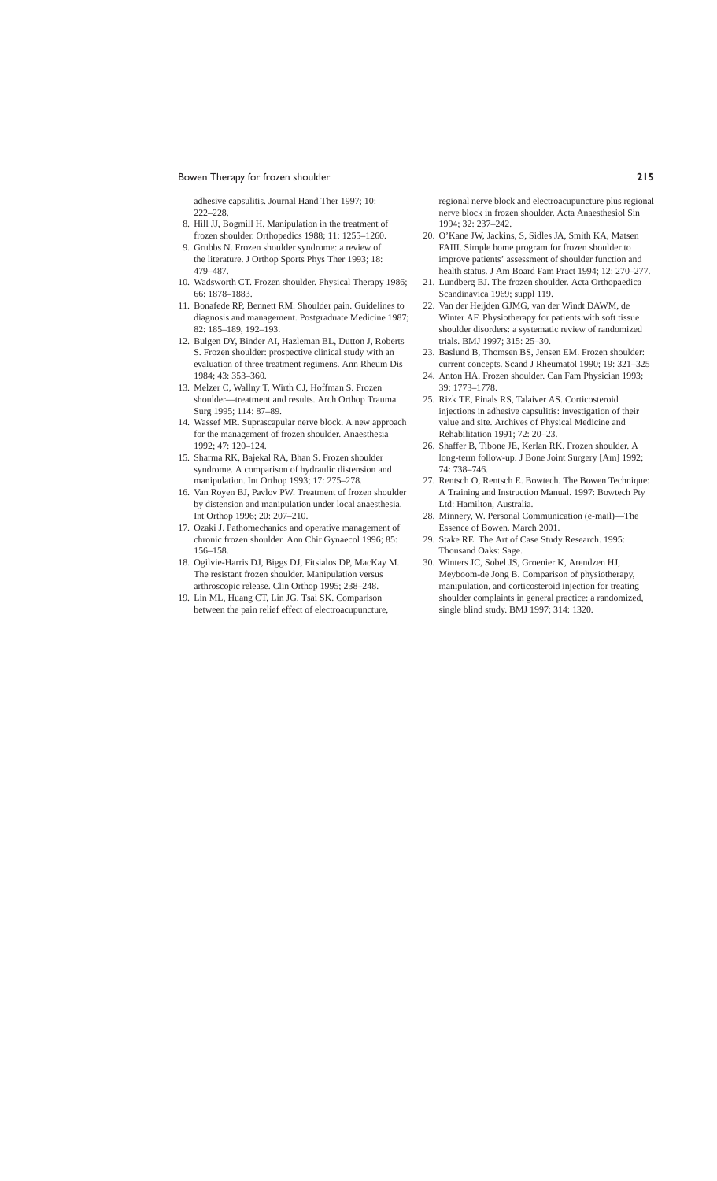adhesive capsulitis. Journal Hand Ther 1997; 10: 222–228.

8. Hill JJ, Bogmill H. Manipulation in the treatment of frozen shoulder. Orthopedics 1988; 11: 1255–1260.
9. Grubbs N. Frozen shoulder syndrome: a review of the literature. J Orthop Sports Phys Ther 1993; 18: 479–487.
10. Wadsworth CT. Frozen shoulder. Physical Therapy 1986; 66: 1878–1883.
11. Bonafede RP, Bennett RM. Shoulder pain. Guidelines to diagnosis and management. Postgraduate Medicine 1987; 82: 185–189, 192–193.
12. Bulgen DY, Binder AI, Hazleman BL, Dutton J, Roberts S. Frozen shoulder: prospective clinical study with an evaluation of three treatment regimens. Ann Rheum Dis 1984; 43: 353–360.
13. Melzer C, Wallny T, Wirth CJ, Hoffman S. Frozen shoulder—treatment and results. Arch Orthop Trauma Surg 1995; 114: 87–89.
14. Wassef MR. Suprascapular nerve block. A new approach for the management of frozen shoulder. Anaesthesia 1992; 47: 120–124.
15. Sharma RK, Bajekal RA, Bhan S. Frozen shoulder syndrome. A comparison of hydraulic distension and manipulation. Int Orthop 1993; 17: 275–278.
16. Van Royen BJ, Pavlov PW. Treatment of frozen shoulder by distension and manipulation under local anaesthesia. Int Orthop 1996; 20: 207–210.
17. Ozaki J. Pathomechanics and operative management of chronic frozen shoulder. Ann Chir Gynaecol 1996; 85: 156–158.
18. Ogilvie-Harris DJ, Biggs DJ, Fitsialos DP, MacKay M. The resistant frozen shoulder. Manipulation versus arthroscopic release. Clin Orthop 1995; 238–248.
19. Lin ML, Huang CT, Lin JG, Tsai SK. Comparison between the pain relief effect of electroacupuncture, regional nerve block and electroacupuncture plus regional nerve block in frozen shoulder. Acta Anaesthesiol Sin 1994; 32: 237–242.
20. O'Kane JW, Jackins, S, Sidles JA, Smith KA, Matsen FAIII. Simple home program for frozen shoulder to improve patients' assessment of shoulder function and health status. J Am Board Fam Pract 1994; 12: 270–277.
21. Lundberg BJ. The frozen shoulder. Acta Orthopaedica Scandinavica 1969; suppl 119.
22. Van der Heijden GJMG, van der Windt DAWM, de Winter AF. Physiotherapy for patients with soft tissue shoulder disorders: a systematic review of randomized trials. BMJ 1997; 315: 25–30.
23. Baslund B, Thomsen BS, Jensen EM. Frozen shoulder: current concepts. Scand J Rheumatol 1990; 19: 321–325
24. Anton HA. Frozen shoulder. Can Fam Physician 1993; 39: 1773–1778.
25. Rizk TE, Pinals RS, Talaiver AS. Corticosteroid injections in adhesive capsulitis: investigation of their value and site. Archives of Physical Medicine and Rehabilitation 1991; 72: 20–23.
26. Shaffer B, Tibone JE, Kerlan RK. Frozen shoulder. A long-term follow-up. J Bone Joint Surgery [Am] 1992; 74: 738–746.
27. Rentsch O, Rentsch E. Bowtech. The Bowen Technique: A Training and Instruction Manual. 1997: Bowtech Pty Ltd: Hamilton, Australia.
28. Minnery, W. Personal Communication (e-mail)—The Essence of Bowen. March 2001.
29. Stake RE. The Art of Case Study Research. 1995: Thousand Oaks: Sage.
30. Winters JC, Sobel JS, Groenier K, Arendzen HJ, Meyboom-de Jong B. Comparison of physiotherapy, manipulation, and corticosteroid injection for treating shoulder complaints in general practice: a randomized, single blind study. BMJ 1997; 314: 1320.